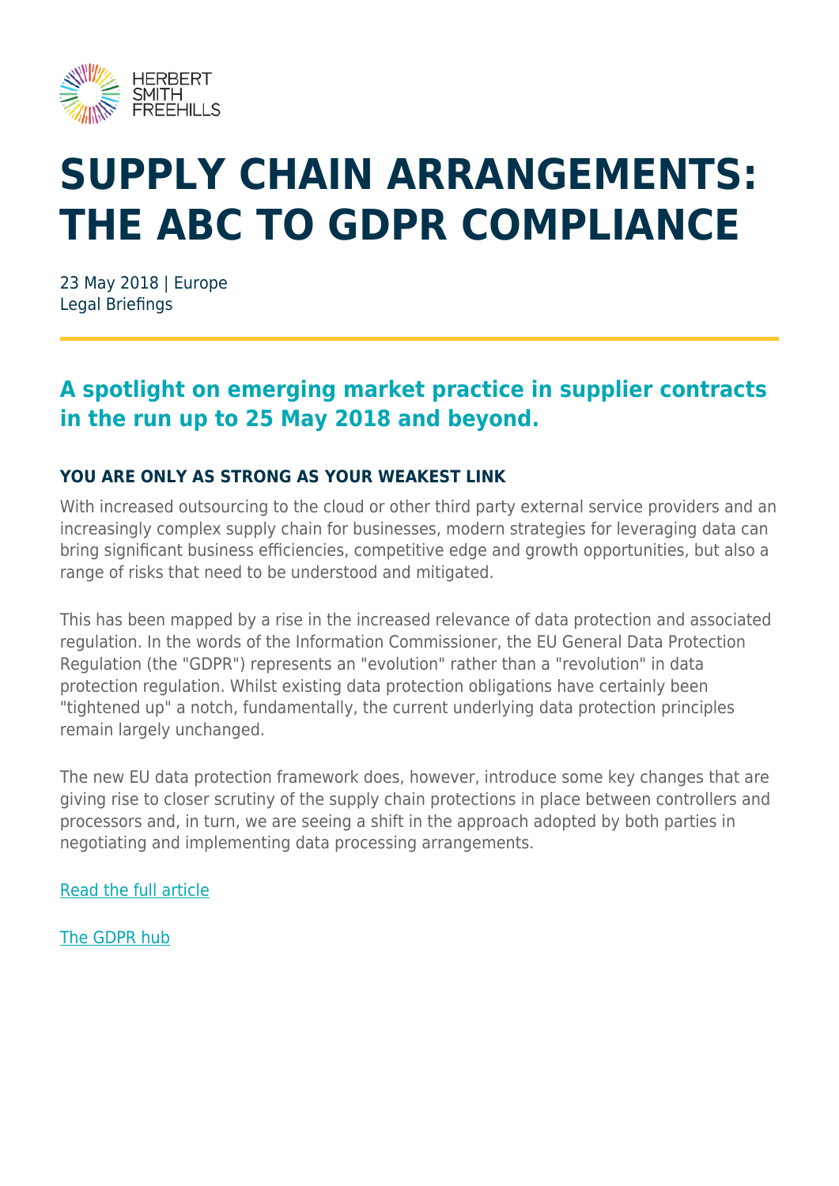# SUPPLY CHAIN ARRANGEMENTS: THE ABC TO GDPR COMPLIANCE

23 May 2018 | Europe
Legal Briefings

## A spotlight on emerging market practice in supplier contracts in the run up to 25 May 2018 and beyond.

### YOU ARE ONLY AS STRONG AS YOUR WEAKEST LINK

With increased outsourcing to the cloud or other third party external service providers and an increasingly complex supply chain for businesses, modern strategies for leveraging data can bring significant business efficiencies, competitive edge and growth opportunities, but also a range of risks that need to be understood and mitigated.

This has been mapped by a rise in the increased relevance of data protection and associated regulation. In the words of the Information Commissioner, the EU General Data Protection Regulation (the "GDPR") represents an "evolution" rather than a "revolution" in data protection regulation. Whilst existing data protection obligations have certainly been "tightened up" a notch, fundamentally, the current underlying data protection principles remain largely unchanged.

The new EU data protection framework does, however, introduce some key changes that are giving rise to closer scrutiny of the supply chain protections in place between controllers and processors and, in turn, we are seeing a shift in the approach adopted by both parties in negotiating and implementing data processing arrangements.

Read the full article

The GDPR hub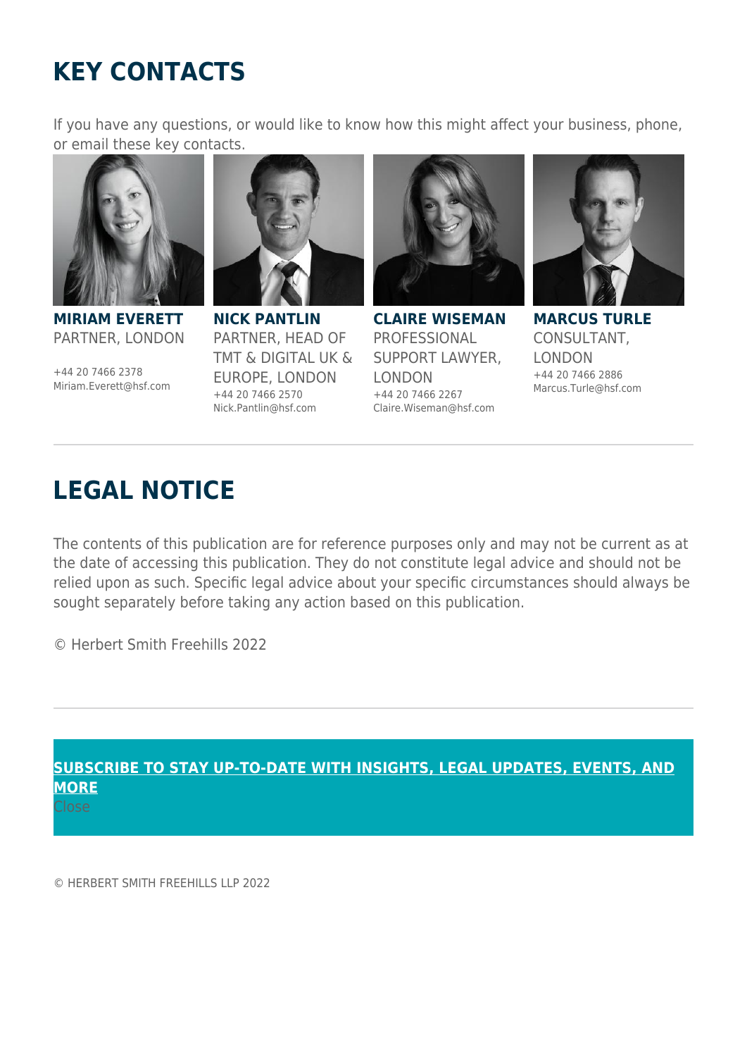## KEY CONTACTS

If you have any questions, or would like to know how this might affect your business, phone, or email these key contacts.

**MIRIAM EVERETT**
PARTNER, LONDON

+44 20 7466 2378
Miriam.Everett@hsf.com

**NICK PANTLIN**
PARTNER, HEAD OF TMT & DIGITAL UK & EUROPE, LONDON
+44 20 7466 2570
Nick.Pantlin@hsf.com

**CLAIRE WISEMAN**
PROFESSIONAL SUPPORT LAWYER, LONDON
+44 20 7466 2267
Claire.Wiseman@hsf.com

**MARCUS TURLE**
CONSULTANT, LONDON
+44 20 7466 2886
Marcus.Turle@hsf.com

## LEGAL NOTICE

The contents of this publication are for reference purposes only and may not be current as at the date of accessing this publication. They do not constitute legal advice and should not be relied upon as such. Specific legal advice about your specific circumstances should always be sought separately before taking any action based on this publication.

© Herbert Smith Freehills 2022

**SUBSCRIBE TO STAY UP-TO-DATE WITH INSIGHTS, LEGAL UPDATES, EVENTS, AND MORE**
Close

© HERBERT SMITH FREEHILLS LLP 2022